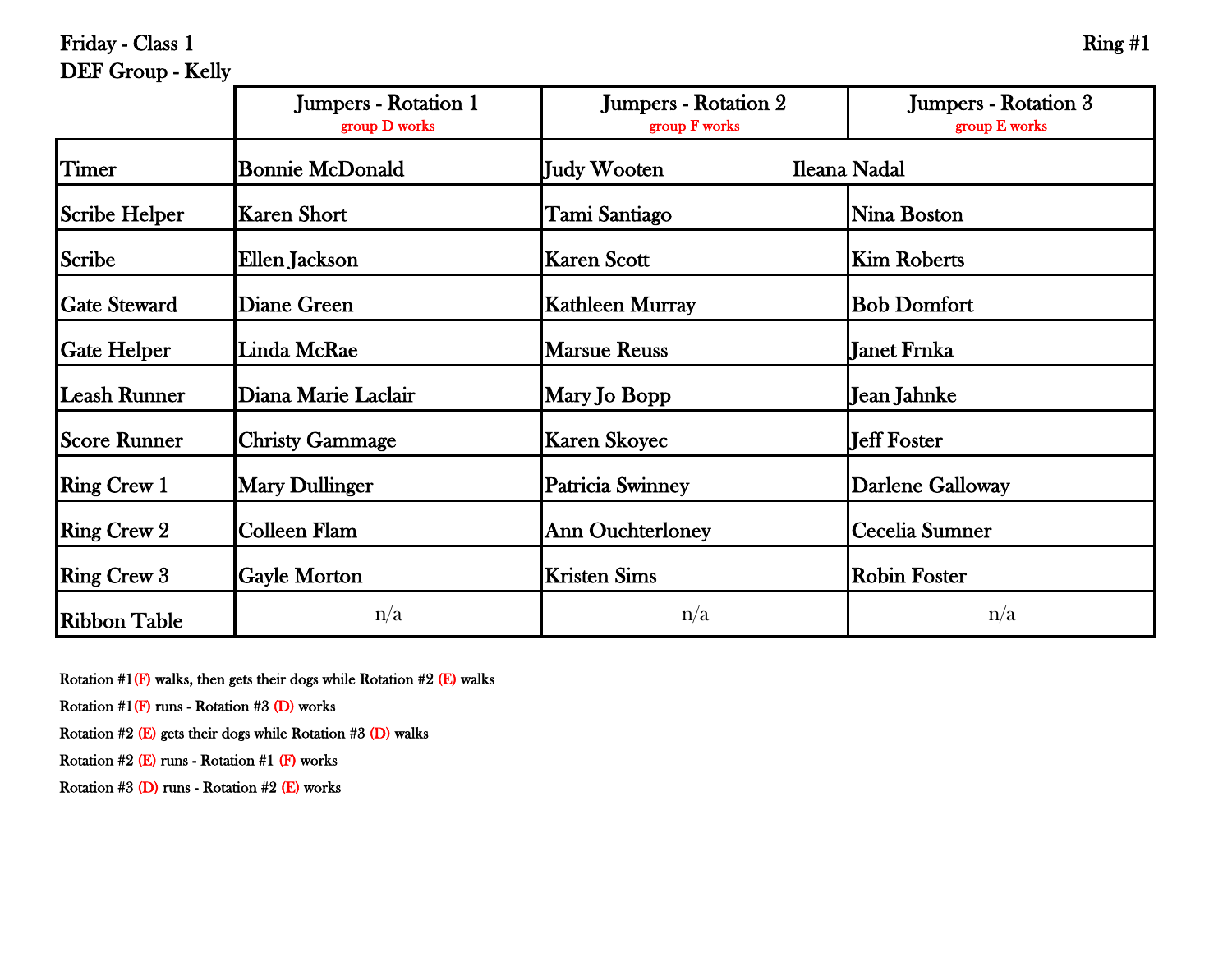Friday - Class 1

DEF Group - Kelly

Ring #1

| | Jumpers - Rotation 1<br>group D works | Jumpers - Rotation 2<br>group F works | Jumpers - Rotation 3<br>group E works |
|---|---|---|---|
| Timer | Bonnie McDonald | Judy Wooten | Ileana Nadal |
| Scribe Helper | Karen Short | Tami Santiago | Nina Boston |
| Scribe | Ellen Jackson | Karen Scott | Kim Roberts |
| Gate Steward | Diane Green | Kathleen Murray | Bob Domfort |
| Gate Helper | Linda McRae | Marsue Reuss | Janet Frnka |
| Leash Runner | Diana Marie Laclair | Mary Jo Bopp | Jean Jahnke |
| Score Runner | Christy Gammage | Karen Skoyec | Jeff Foster |
| Ring Crew 1 | Mary Dullinger | Patricia Swinney | Darlene Galloway |
| Ring Crew 2 | Colleen Flam | Ann Ouchterloney | Cecelia Sumner |
| Ring Crew 3 | Gayle Morton | Kristen Sims | Robin Foster |
| Ribbon Table | n/a | n/a | n/a |

Rotation #1(F) walks, then gets their dogs while Rotation #2 (E) walks

Rotation #1(F) runs - Rotation #3 (D) works

Rotation #2 (E) gets their dogs while Rotation #3 (D) walks

Rotation #2 (E) runs - Rotation #1 (F) works

Rotation #3 (D) runs - Rotation #2 (E) works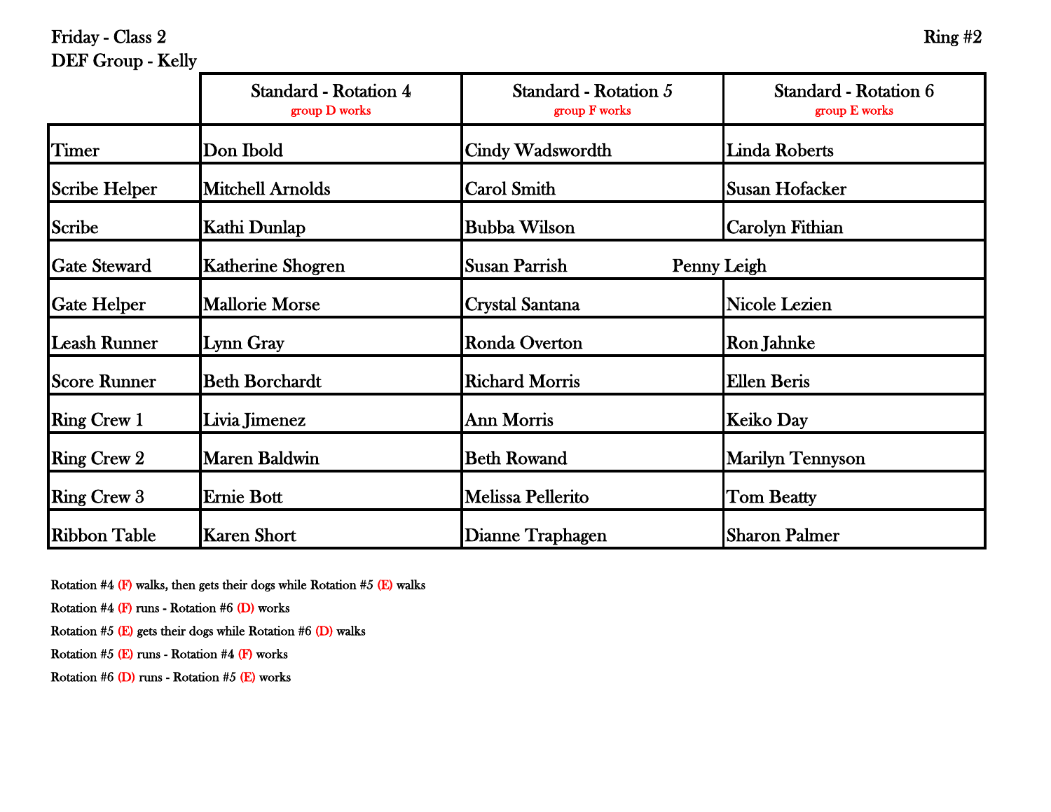Friday - Class 2

DEF Group - Kelly

Ring #2

| | Standard - Rotation 4<br>group D works | Standard - Rotation 5<br>group F works | Standard - Rotation 6<br>group E works |
|---|---|---|---|
| Timer | Don Ibold | Cindy Wadswordth | Linda Roberts |
| Scribe Helper | Mitchell Arnolds | Carol Smith | Susan Hofacker |
| Scribe | Kathi Dunlap | Bubba Wilson | Carolyn Fithian |
| Gate Steward | Katherine Shogren | Susan Parrish | Penny Leigh |
| Gate Helper | Mallorie Morse | Crystal Santana | Nicole Lezien |
| Leash Runner | Lynn Gray | Ronda Overton | Ron Jahnke |
| Score Runner | Beth Borchardt | Richard Morris | Ellen Beris |
| Ring Crew 1 | Livia Jimenez | Ann Morris | Keiko Day |
| Ring Crew 2 | Maren Baldwin | Beth Rowand | Marilyn Tennyson |
| Ring Crew 3 | Ernie Bott | Melissa Pellerito | Tom Beatty |
| Ribbon Table | Karen Short | Dianne Traphagen | Sharon Palmer |

Rotation #4 (F) walks, then gets their dogs while Rotation #5 (E) walks

Rotation #4 (F) runs - Rotation #6 (D) works

Rotation #5 (E) gets their dogs while Rotation #6 (D) walks

Rotation #5 (E) runs - Rotation #4 (F) works

Rotation #6 (D) runs - Rotation #5 (E) works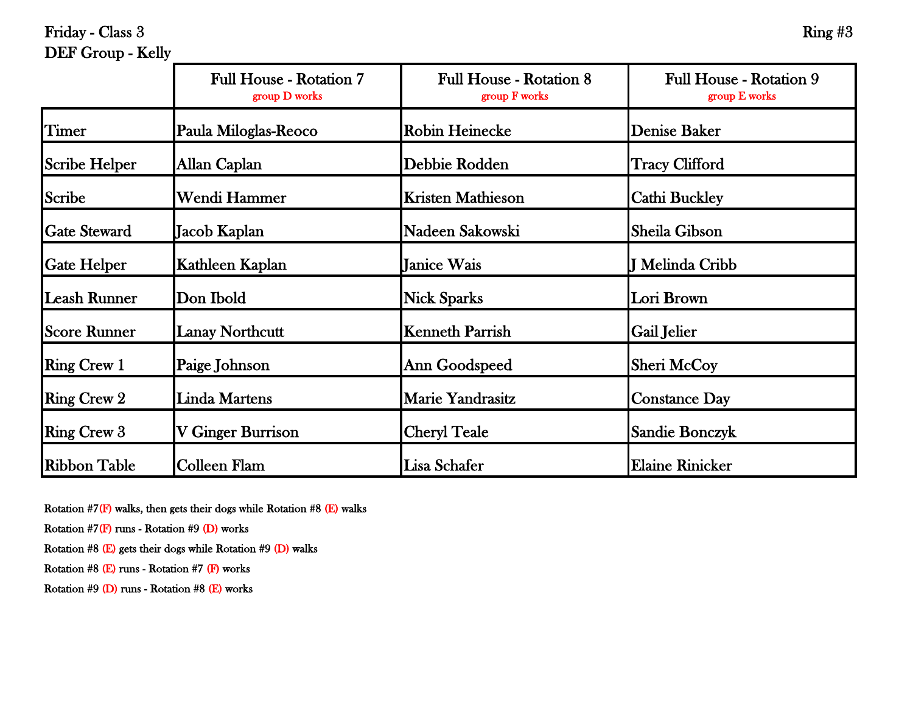Friday - Class 3

DEF Group - Kelly

Ring #3

| | Full House - Rotation 7 group D works | Full House - Rotation 8 group F works | Full House - Rotation 9 group E works |
|---|---|---|---|
| Timer | Paula Miloglas-Reoco | Robin Heinecke | Denise Baker |
| Scribe Helper | Allan Caplan | Debbie Rodden | Tracy Clifford |
| Scribe | Wendi Hammer | Kristen Mathieson | Cathi Buckley |
| Gate Steward | Jacob Kaplan | Nadeen Sakowski | Sheila Gibson |
| Gate Helper | Kathleen Kaplan | Janice Wais | J Melinda Cribb |
| Leash Runner | Don Ibold | Nick Sparks | Lori Brown |
| Score Runner | Lanay Northcutt | Kenneth Parrish | Gail Jelier |
| Ring Crew 1 | Paige Johnson | Ann Goodspeed | Sheri McCoy |
| Ring Crew 2 | Linda Martens | Marie Yandrasitz | Constance Day |
| Ring Crew 3 | V Ginger Burrison | Cheryl Teale | Sandie Bonczyk |
| Ribbon Table | Colleen Flam | Lisa Schafer | Elaine Rinicker |

Rotation #7(F) walks, then gets their dogs while Rotation #8 (E) walks

Rotation #7(F) runs - Rotation #9 (D) works

Rotation #8 (E) gets their dogs while Rotation #9 (D) walks

Rotation #8 (E) runs - Rotation #7 (F) works

Rotation #9 (D) runs - Rotation #8 (E) works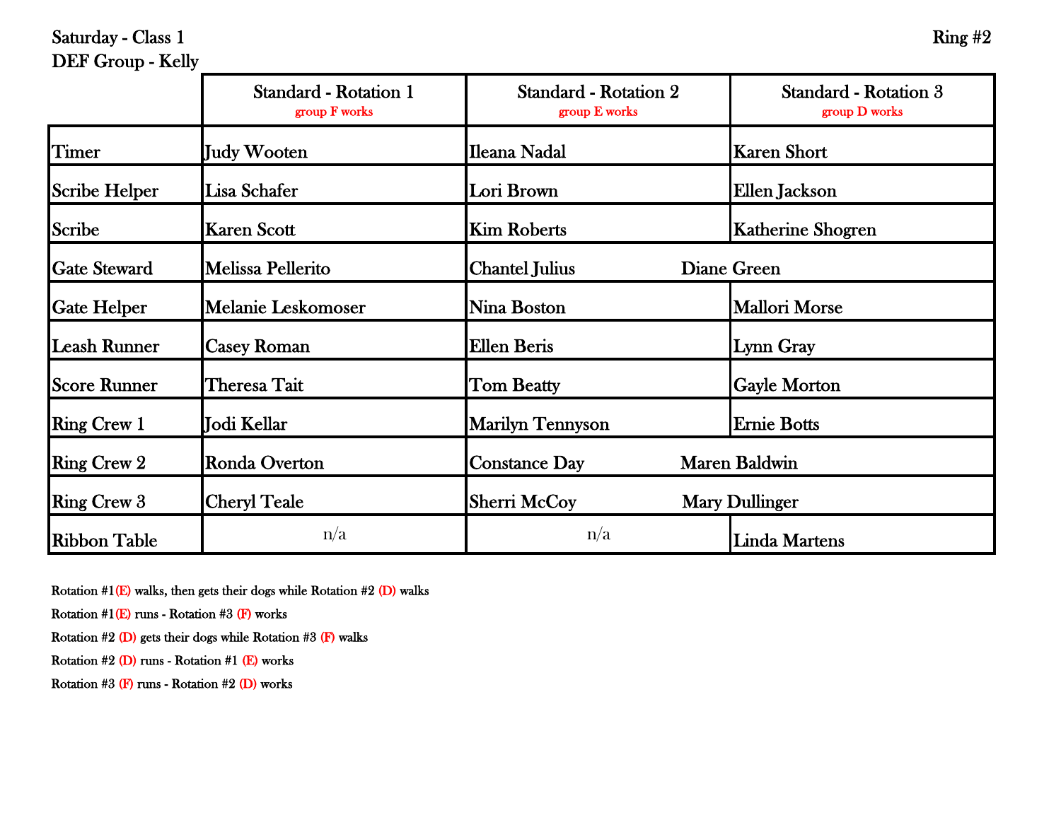Saturday - Class 1

DEF Group - Kelly

Ring #2

| | Standard - Rotation 1<br>group F works | Standard - Rotation 2<br>group E works | Standard - Rotation 3<br>group D works |
|---|---|---|---|
| Timer | Judy Wooten | Ileana Nadal | Karen Short |
| Scribe Helper | Lisa Schafer | Lori Brown | Ellen Jackson |
| Scribe | Karen Scott | Kim Roberts | Katherine Shogren |
| Gate Steward | Melissa Pellerito | Chantel Julius Diane Green | |
| Gate Helper | Melanie Leskomoser | Nina Boston | Mallori Morse |
| Leash Runner | Casey Roman | Ellen Beris | Lynn Gray |
| Score Runner | Theresa Tait | Tom Beatty | Gayle Morton |
| Ring Crew 1 | Jodi Kellar | Marilyn Tennyson | Ernie Botts |
| Ring Crew 2 | Ronda Overton | Constance Day Maren Baldwin | |
| Ring Crew 3 | Cheryl Teale | Sherri McCoy Mary Dullinger | |
| Ribbon Table | n/a | n/a | Linda Martens |

Rotation #1(E) walks, then gets their dogs while Rotation #2 (D) walks

Rotation #1(E) runs - Rotation #3 (F) works

Rotation #2 (D) gets their dogs while Rotation #3 (F) walks

Rotation #2 (D) runs - Rotation #1 (E) works

Rotation #3 (F) runs - Rotation #2 (D) works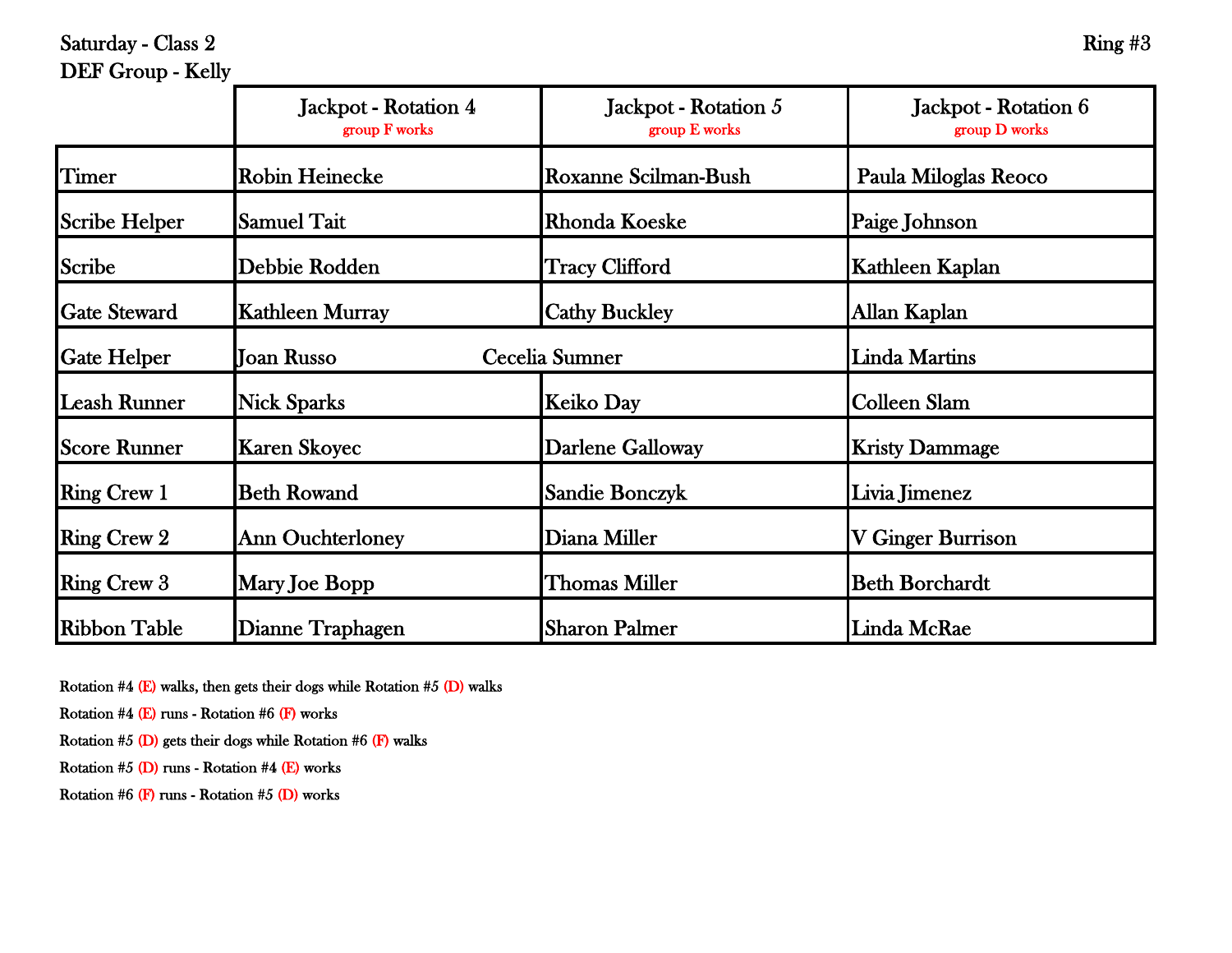Saturday - Class 2 Ring #3

DEF Group - Kelly

| | Jackpot - Rotation 4<br>group F works | Jackpot - Rotation 5<br>group E works | Jackpot - Rotation 6<br>group D works |
|---|---|---|---|
| Timer | Robin Heinecke | Roxanne Scilman-Bush | Paula Miloglas Reoco |
| Scribe Helper | Samuel Tait | Rhonda Koeske | Paige Johnson |
| Scribe | Debbie Rodden | Tracy Clifford | Kathleen Kaplan |
| Gate Steward | Kathleen Murray | Cathy Buckley | Allan Kaplan |
| Gate Helper | Joan Russo | Cecelia Sumner | Linda Martins |
| Leash Runner | Nick Sparks | Keiko Day | Colleen Slam |
| Score Runner | Karen Skoyec | Darlene Galloway | Kristy Dammage |
| Ring Crew 1 | Beth Rowand | Sandie Bonczyk | Livia Jimenez |
| Ring Crew 2 | Ann Ouchterloney | Diana Miller | V Ginger Burrison |
| Ring Crew 3 | Mary Joe Bopp | Thomas Miller | Beth Borchardt |
| Ribbon Table | Dianne Traphagen | Sharon Palmer | Linda McRae |

Rotation #4 (E) walks, then gets their dogs while Rotation #5 (D) walks

Rotation #4 (E) runs - Rotation #6 (F) works

Rotation #5 (D) gets their dogs while Rotation #6 (F) walks

Rotation #5 (D) runs - Rotation #4 (E) works

Rotation #6 (F) runs - Rotation #5 (D) works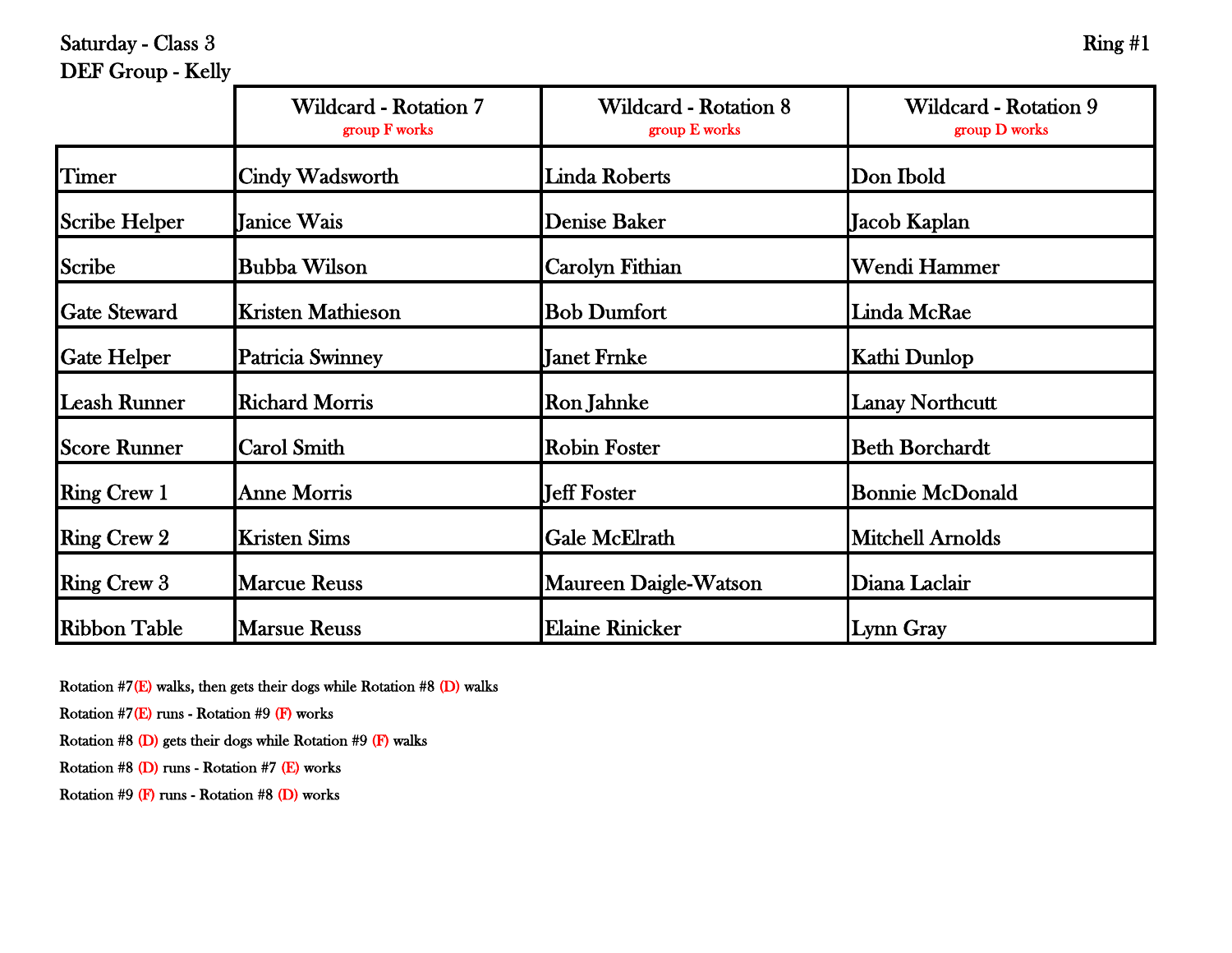Saturday - Class 3 Ring #1

DEF Group - Kelly

| | Wildcard - Rotation 7 group F works | Wildcard - Rotation 8 group E works | Wildcard - Rotation 9 group D works |
|---|---|---|---|
| Timer | Cindy Wadsworth | Linda Roberts | Don Ibold |
| Scribe Helper | Janice Wais | Denise Baker | Jacob Kaplan |
| Scribe | Bubba Wilson | Carolyn Fithian | Wendi Hammer |
| Gate Steward | Kristen Mathieson | Bob Dumfort | Linda McRae |
| Gate Helper | Patricia Swinney | Janet Frnke | Kathi Dunlop |
| Leash Runner | Richard Morris | Ron Jahnke | Lanay Northcutt |
| Score Runner | Carol Smith | Robin Foster | Beth Borchardt |
| Ring Crew 1 | Anne Morris | Jeff Foster | Bonnie McDonald |
| Ring Crew 2 | Kristen Sims | Gale McElrath | Mitchell Arnolds |
| Ring Crew 3 | Marcue Reuss | Maureen Daigle-Watson | Diana Laclair |
| Ribbon Table | Marsue Reuss | Elaine Rinicker | Lynn Gray |

Rotation #7(E) walks, then gets their dogs while Rotation #8 (D) walks

Rotation #7(E) runs - Rotation #9 (F) works

Rotation #8 (D) gets their dogs while Rotation #9 (F) walks

Rotation #8 (D) runs - Rotation #7 (E) works

Rotation #9 (F) runs - Rotation #8 (D) works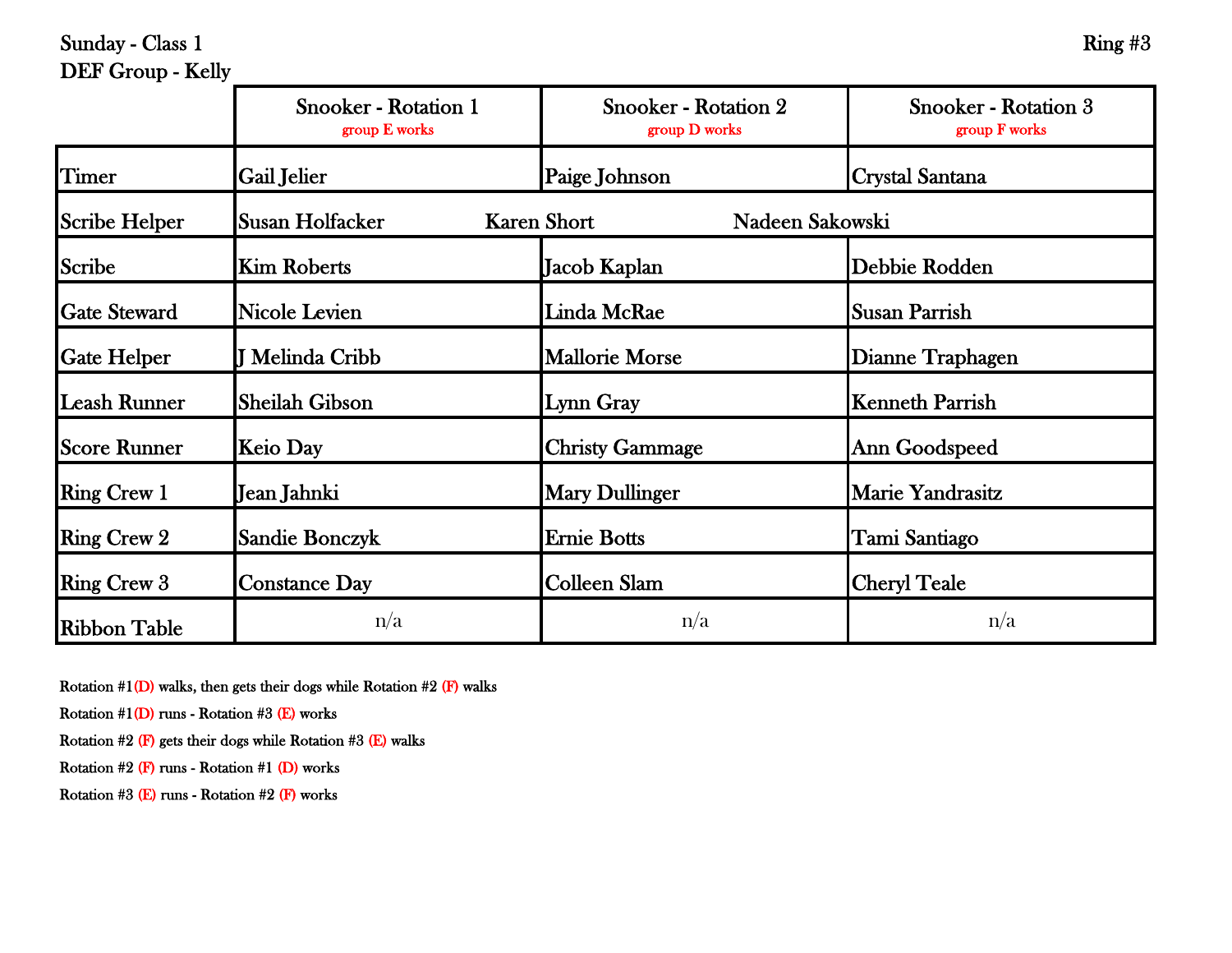Sunday - Class 1 Ring #3

DEF Group - Kelly

| | Snooker - Rotation 1 group E works | Snooker - Rotation 2 group D works | Snooker - Rotation 3 group F works |
|---|---|---|---|
| Timer | Gail Jelier | Paige Johnson | Crystal Santana |
| Scribe Helper | Susan Holfacker | Karen Short | Nadeen Sakowski |
| Scribe | Kim Roberts | Jacob Kaplan | Debbie Rodden |
| Gate Steward | Nicole Levien | Linda McRae | Susan Parrish |
| Gate Helper | J Melinda Cribb | Mallorie Morse | Dianne Traphagen |
| Leash Runner | Sheilah Gibson | Lynn Gray | Kenneth Parrish |
| Score Runner | Keio Day | Christy Gammage | Ann Goodspeed |
| Ring Crew 1 | Jean Jahnki | Mary Dullinger | Marie Yandrasitz |
| Ring Crew 2 | Sandie Bonczyk | Ernie Botts | Tami Santiago |
| Ring Crew 3 | Constance Day | Colleen Slam | Cheryl Teale |
| Ribbon Table | n/a | n/a | n/a |

Rotation #1(D) walks, then gets their dogs while Rotation #2 (F) walks

Rotation #1(D) runs - Rotation #3 (E) works

Rotation #2 (F) gets their dogs while Rotation #3 (E) walks

Rotation #2 (F) runs - Rotation #1 (D) works

Rotation #3 (E) runs - Rotation #2 (F) works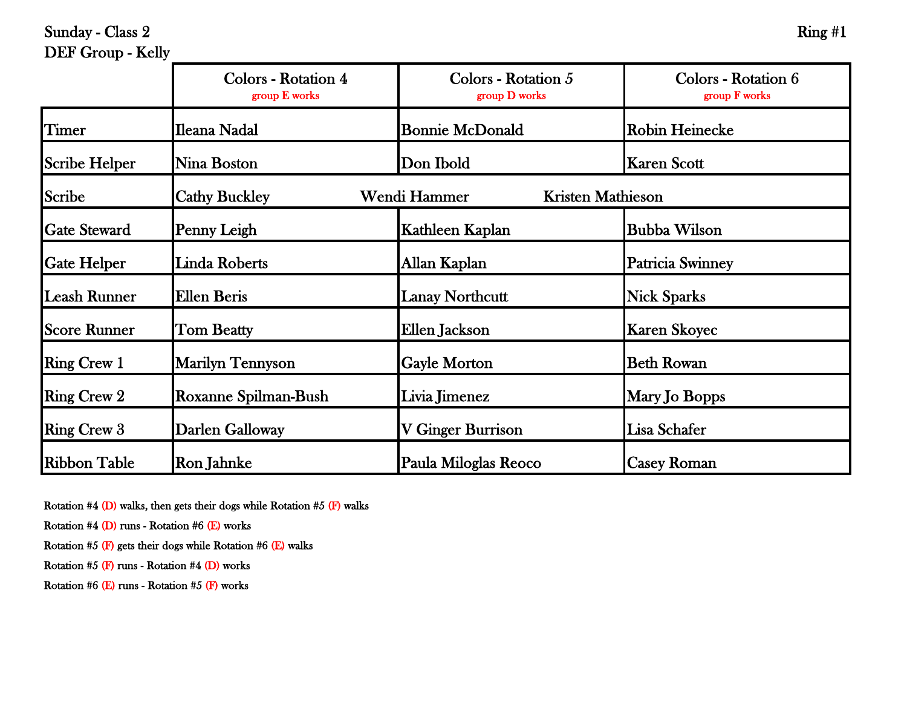Sunday - Class 2 Ring #1

DEF Group - Kelly

| | Colors - Rotation 4 group E works | Colors - Rotation 5 group D works | Colors - Rotation 6 group F works |
|---|---|---|---|
| Timer | Ileana Nadal | Bonnie McDonald | Robin Heinecke |
| Scribe Helper | Nina Boston | Don Ibold | Karen Scott |
| Scribe | Cathy Buckley | Wendi Hammer | Kristen Mathieson |
| Gate Steward | Penny Leigh | Kathleen Kaplan | Bubba Wilson |
| Gate Helper | Linda Roberts | Allan Kaplan | Patricia Swinney |
| Leash Runner | Ellen Beris | Lanay Northcutt | Nick Sparks |
| Score Runner | Tom Beatty | Ellen Jackson | Karen Skoyec |
| Ring Crew 1 | Marilyn Tennyson | Gayle Morton | Beth Rowan |
| Ring Crew 2 | Roxanne Spilman-Bush | Livia Jimenez | Mary Jo Bopps |
| Ring Crew 3 | Darlen Galloway | V Ginger Burrison | Lisa Schafer |
| Ribbon Table | Ron Jahnke | Paula Miloglas Reoco | Casey Roman |

Rotation #4 (D) walks, then gets their dogs while Rotation #5 (F) walks

Rotation #4 (D) runs - Rotation #6 (E) works

Rotation #5 (F) gets their dogs while Rotation #6 (E) walks

Rotation #5 (F) runs - Rotation #4 (D) works

Rotation #6 (E) runs - Rotation #5 (F) works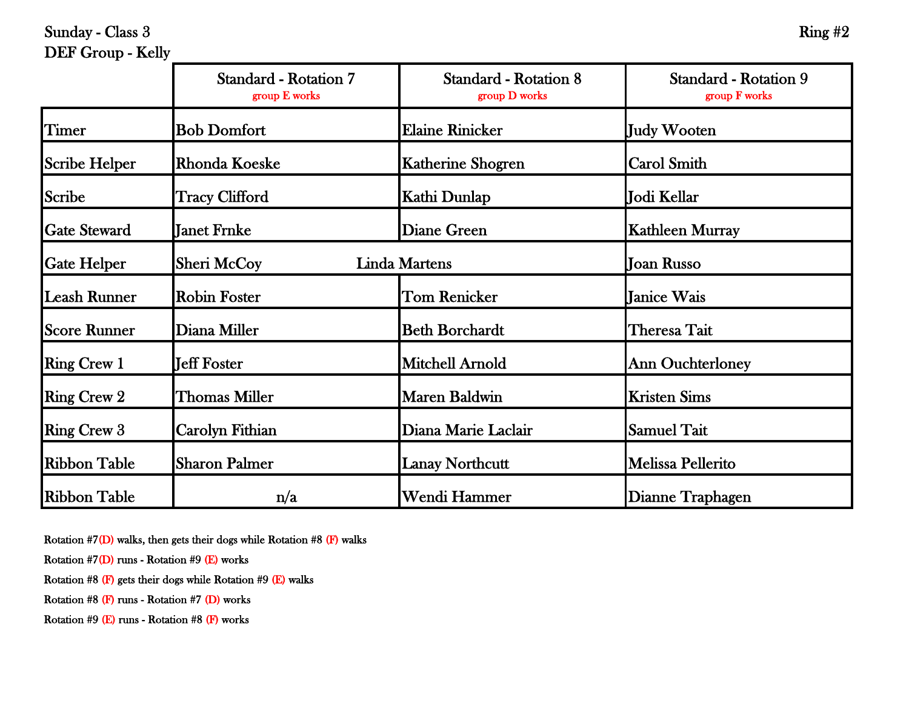Sunday - Class 3 Ring #2

DEF Group - Kelly

| | Standard - Rotation 7<br>group E works | Standard - Rotation 8<br>group D works | Standard - Rotation 9<br>group F works |
|---|---|---|---|
| Timer | Bob Domfort | Elaine Rinicker | Judy Wooten |
| Scribe Helper | Rhonda Koeske | Katherine Shogren | Carol Smith |
| Scribe | Tracy Clifford | Kathi Dunlap | Jodi Kellar |
| Gate Steward | Janet Frnke | Diane Green | Kathleen Murray |
| Gate Helper | Sheri McCoy | Linda Martens | Joan Russo |
| Leash Runner | Robin Foster | Tom Renicker | Janice Wais |
| Score Runner | Diana Miller | Beth Borchardt | Theresa Tait |
| Ring Crew 1 | Jeff Foster | Mitchell Arnold | Ann Ouchterloney |
| Ring Crew 2 | Thomas Miller | Maren Baldwin | Kristen Sims |
| Ring Crew 3 | Carolyn Fithian | Diana Marie Laclair | Samuel Tait |
| Ribbon Table | Sharon Palmer | Lanay Northcutt | Melissa Pellerito |
| Ribbon Table | n/a | Wendi Hammer | Dianne Traphagen |

Rotation #7(D) walks, then gets their dogs while Rotation #8 (F) walks

Rotation #7(D) runs - Rotation #9 (E) works

Rotation #8 (F) gets their dogs while Rotation #9 (E) walks

Rotation #8 (F) runs - Rotation #7 (D) works

Rotation #9 (E) runs - Rotation #8 (F) works